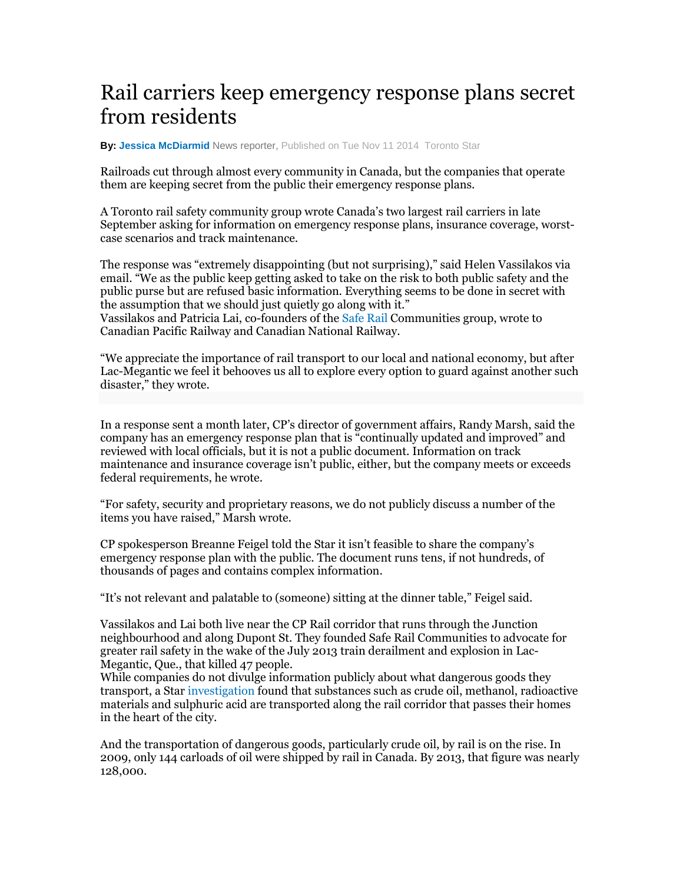# Rail carriers keep emergency response plans secret from residents

**By: Jessica McDiarmid** News reporter, Published on Tue Nov 11 2014 Toronto Star

Railroads cut through almost every community in Canada, but the companies that operate them are keeping secret from the public their emergency response plans.

A Toronto rail safety community group wrote Canada's two largest rail carriers in late September asking for information on emergency response plans, insurance coverage, worst-case scenarios and track maintenance.

The response was "extremely disappointing (but not surprising)," said Helen Vassilakos via email. "We as the public keep getting asked to take on the risk to both public safety and the public purse but are refused basic information. Everything seems to be done in secret with the assumption that we should just quietly go along with it."

Vassilakos and Patricia Lai, co-founders of the Safe Rail Communities group, wrote to Canadian Pacific Railway and Canadian National Railway.

"We appreciate the importance of rail transport to our local and national economy, but after Lac-Megantic we feel it behooves us all to explore every option to guard against another such disaster," they wrote.

In a response sent a month later, CP's director of government affairs, Randy Marsh, said the company has an emergency response plan that is "continually updated and improved" and reviewed with local officials, but it is not a public document. Information on track maintenance and insurance coverage isn't public, either, but the company meets or exceeds federal requirements, he wrote.

"For safety, security and proprietary reasons, we do not publicly discuss a number of the items you have raised," Marsh wrote.

CP spokesperson Breanne Feigel told the Star it isn't feasible to share the company's emergency response plan with the public. The document runs tens, if not hundreds, of thousands of pages and contains complex information.

"It's not relevant and palatable to (someone) sitting at the dinner table," Feigel said.

Vassilakos and Lai both live near the CP Rail corridor that runs through the Junction neighbourhood and along Dupont St. They founded Safe Rail Communities to advocate for greater rail safety in the wake of the July 2013 train derailment and explosion in Lac-Megantic, Que., that killed 47 people.

While companies do not divulge information publicly about what dangerous goods they transport, a Star investigation found that substances such as crude oil, methanol, radioactive materials and sulphuric acid are transported along the rail corridor that passes their homes in the heart of the city.

And the transportation of dangerous goods, particularly crude oil, by rail is on the rise. In 2009, only 144 carloads of oil were shipped by rail in Canada. By 2013, that figure was nearly 128,000.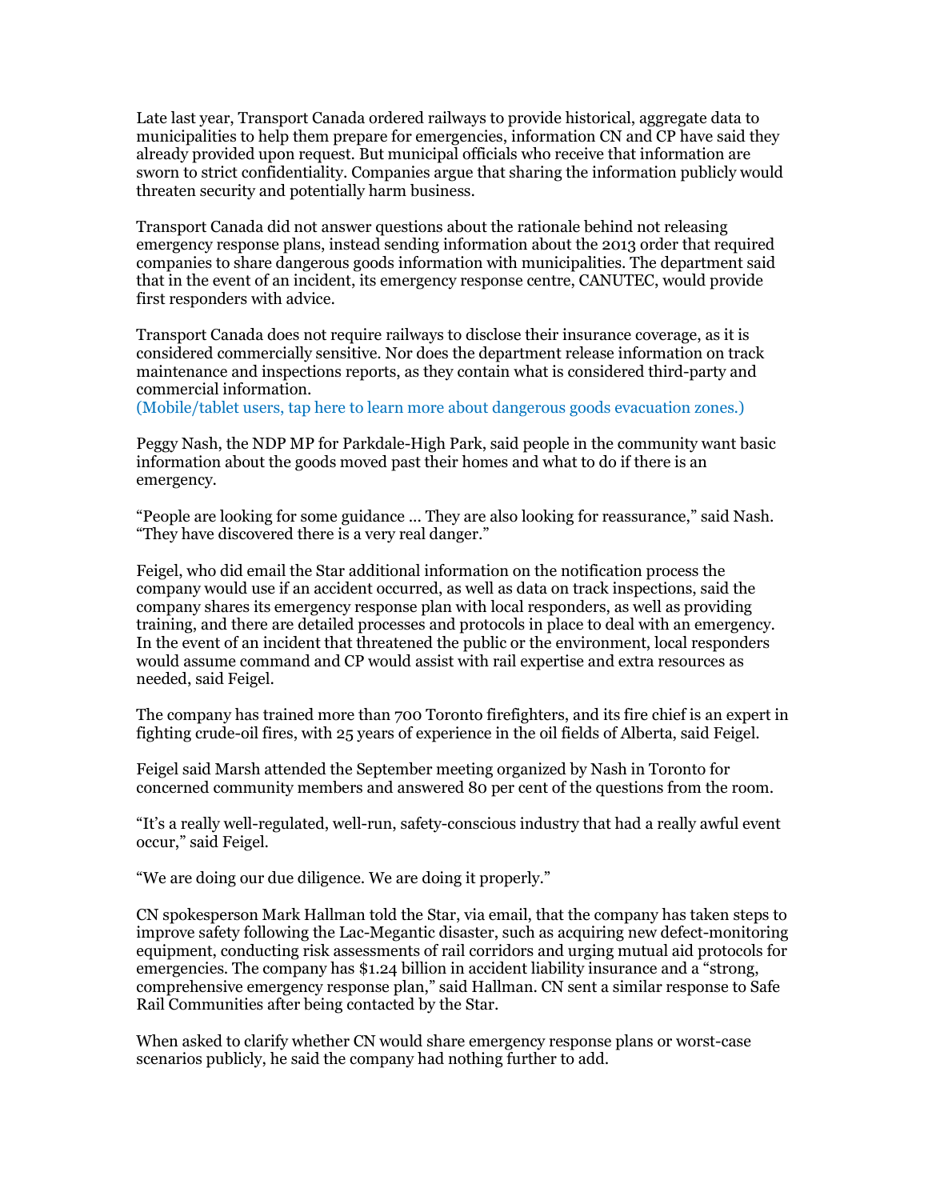Late last year, Transport Canada ordered railways to provide historical, aggregate data to municipalities to help them prepare for emergencies, information CN and CP have said they already provided upon request. But municipal officials who receive that information are sworn to strict confidentiality. Companies argue that sharing the information publicly would threaten security and potentially harm business.

Transport Canada did not answer questions about the rationale behind not releasing emergency response plans, instead sending information about the 2013 order that required companies to share dangerous goods information with municipalities. The department said that in the event of an incident, its emergency response centre, CANUTEC, would provide first responders with advice.

Transport Canada does not require railways to disclose their insurance coverage, as it is considered commercially sensitive. Nor does the department release information on track maintenance and inspections reports, as they contain what is considered third-party and commercial information.
(Mobile/tablet users, tap here to learn more about dangerous goods evacuation zones.)

Peggy Nash, the NDP MP for Parkdale-High Park, said people in the community want basic information about the goods moved past their homes and what to do if there is an emergency.

“People are looking for some guidance ... They are also looking for reassurance,” said Nash. “They have discovered there is a very real danger.”

Feigel, who did email the Star additional information on the notification process the company would use if an accident occurred, as well as data on track inspections, said the company shares its emergency response plan with local responders, as well as providing training, and there are detailed processes and protocols in place to deal with an emergency. In the event of an incident that threatened the public or the environment, local responders would assume command and CP would assist with rail expertise and extra resources as needed, said Feigel.

The company has trained more than 700 Toronto firefighters, and its fire chief is an expert in fighting crude-oil fires, with 25 years of experience in the oil fields of Alberta, said Feigel.

Feigel said Marsh attended the September meeting organized by Nash in Toronto for concerned community members and answered 80 per cent of the questions from the room.

“It’s a really well-regulated, well-run, safety-conscious industry that had a really awful event occur,” said Feigel.

“We are doing our due diligence. We are doing it properly.”

CN spokesperson Mark Hallman told the Star, via email, that the company has taken steps to improve safety following the Lac-Megantic disaster, such as acquiring new defect-monitoring equipment, conducting risk assessments of rail corridors and urging mutual aid protocols for emergencies. The company has $1.24 billion in accident liability insurance and a “strong, comprehensive emergency response plan,” said Hallman. CN sent a similar response to Safe Rail Communities after being contacted by the Star.

When asked to clarify whether CN would share emergency response plans or worst-case scenarios publicly, he said the company had nothing further to add.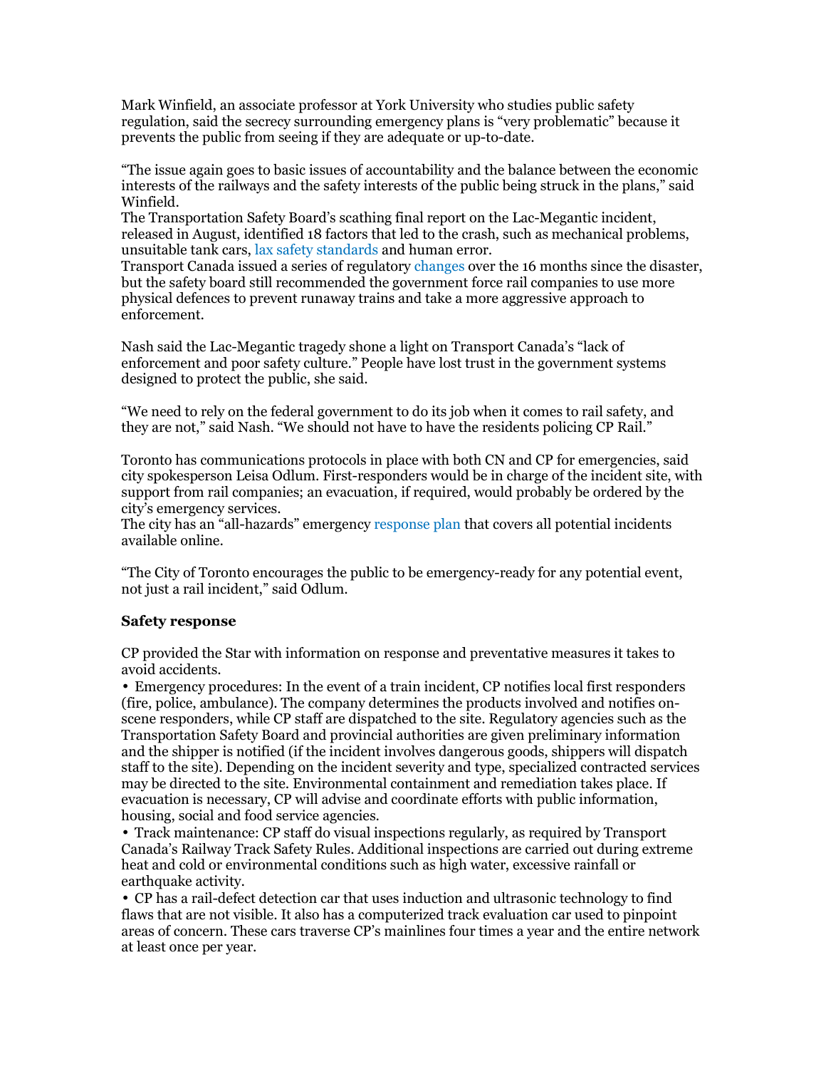Mark Winfield, an associate professor at York University who studies public safety regulation, said the secrecy surrounding emergency plans is "very problematic" because it prevents the public from seeing if they are adequate or up-to-date.

"The issue again goes to basic issues of accountability and the balance between the economic interests of the railways and the safety interests of the public being struck in the plans," said Winfield.

The Transportation Safety Board's scathing final report on the Lac-Megantic incident, released in August, identified 18 factors that led to the crash, such as mechanical problems, unsuitable tank cars, lax safety standards and human error.

Transport Canada issued a series of regulatory changes over the 16 months since the disaster, but the safety board still recommended the government force rail companies to use more physical defences to prevent runaway trains and take a more aggressive approach to enforcement.

Nash said the Lac-Megantic tragedy shone a light on Transport Canada's "lack of enforcement and poor safety culture." People have lost trust in the government systems designed to protect the public, she said.

"We need to rely on the federal government to do its job when it comes to rail safety, and they are not," said Nash. "We should not have to have the residents policing CP Rail."

Toronto has communications protocols in place with both CN and CP for emergencies, said city spokesperson Leisa Odlum. First-responders would be in charge of the incident site, with support from rail companies; an evacuation, if required, would probably be ordered by the city's emergency services.

The city has an "all-hazards" emergency response plan that covers all potential incidents available online.

"The City of Toronto encourages the public to be emergency-ready for any potential event, not just a rail incident," said Odlum.

**Safety response**

CP provided the Star with information on response and preventative measures it takes to avoid accidents.

- Emergency procedures: In the event of a train incident, CP notifies local first responders (fire, police, ambulance). The company determines the products involved and notifies on-scene responders, while CP staff are dispatched to the site. Regulatory agencies such as the Transportation Safety Board and provincial authorities are given preliminary information and the shipper is notified (if the incident involves dangerous goods, shippers will dispatch staff to the site). Depending on the incident severity and type, specialized contracted services may be directed to the site. Environmental containment and remediation takes place. If evacuation is necessary, CP will advise and coordinate efforts with public information, housing, social and food service agencies.
- Track maintenance: CP staff do visual inspections regularly, as required by Transport Canada's Railway Track Safety Rules. Additional inspections are carried out during extreme heat and cold or environmental conditions such as high water, excessive rainfall or earthquake activity.
- CP has a rail-defect detection car that uses induction and ultrasonic technology to find flaws that are not visible. It also has a computerized track evaluation car used to pinpoint areas of concern. These cars traverse CP's mainlines four times a year and the entire network at least once per year.